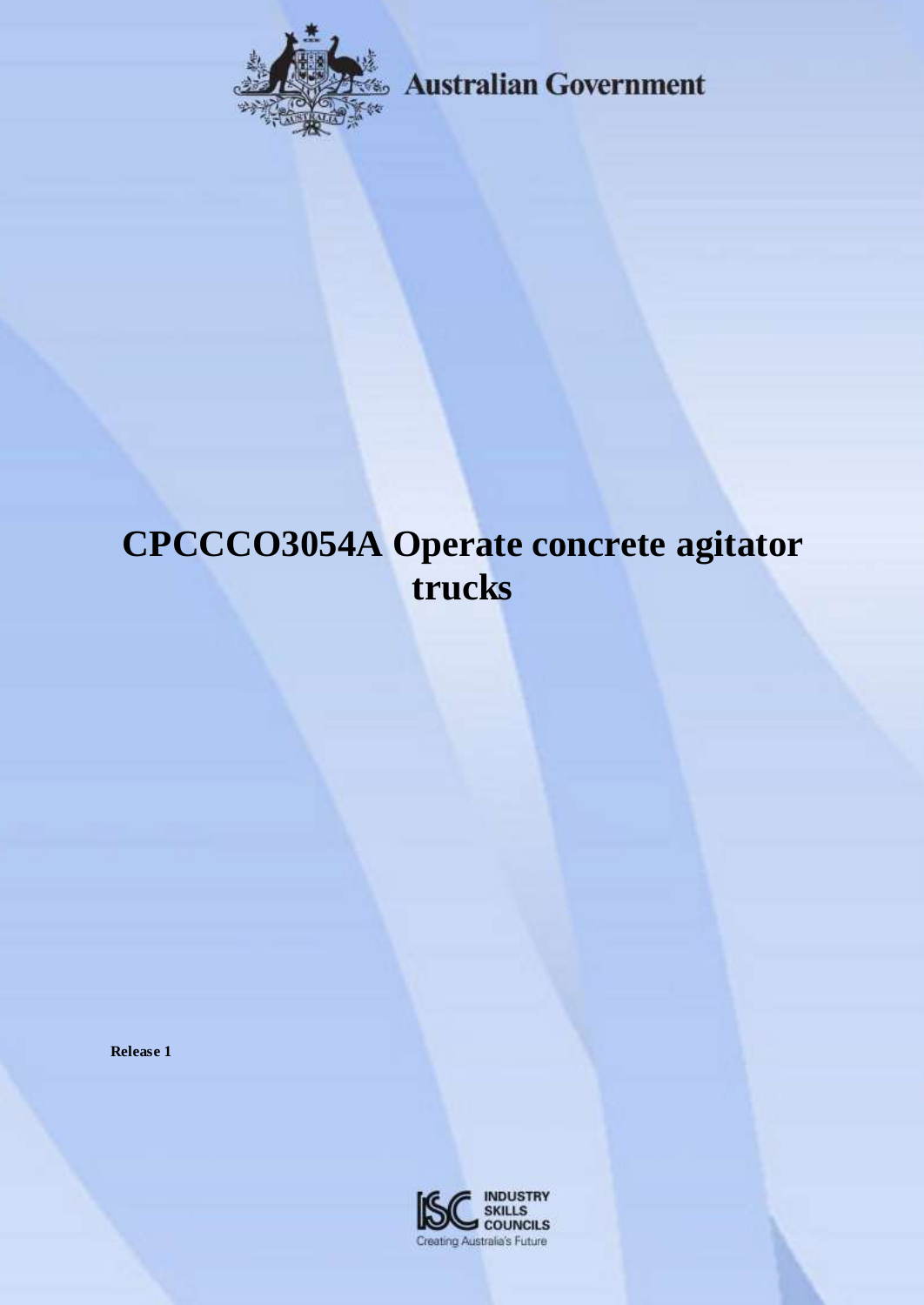Australian Government

# CPCCCO3054A Operate concrete agitator trucks

**Release 1**

INDUSTRY SKILLS COUNCILS

Creating Australia's Future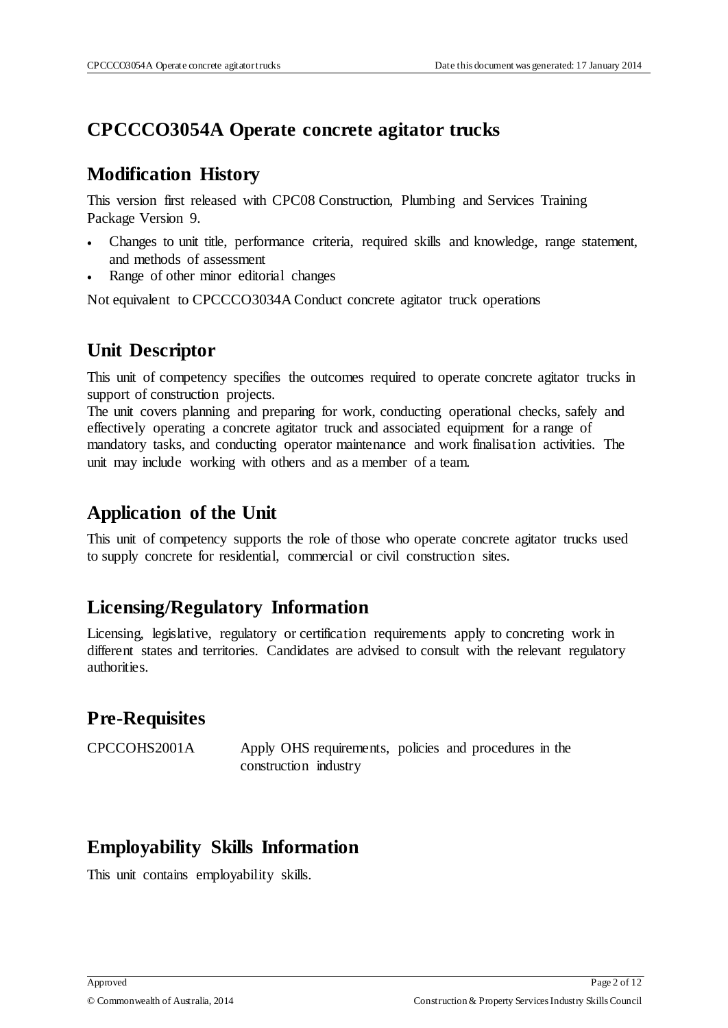# CPCCCO3054A Operate concrete agitator trucks

## Modification History

This version first released with CPC08 Construction, Plumbing and Services Training Package Version 9.

- Changes to unit title, performance criteria, required skills and knowledge, range statement, and methods of assessment
- Range of other minor editorial changes

Not equivalent to CPCCCO3034A Conduct concrete agitator truck operations

## Unit Descriptor

This unit of competency specifies the outcomes required to operate concrete agitator trucks in support of construction projects.

The unit covers planning and preparing for work, conducting operational checks, safely and effectively operating a concrete agitator truck and associated equipment for a range of mandatory tasks, and conducting operator maintenance and work finalisation activities. The unit may include working with others and as a member of a team.

## Application of the Unit

This unit of competency supports the role of those who operate concrete agitator trucks used to supply concrete for residential, commercial or civil construction sites.

## Licensing/Regulatory Information

Licensing, legislative, regulatory or certification requirements apply to concreting work in different states and territories. Candidates are advised to consult with the relevant regulatory authorities.

## Pre-Requisites

| | |
|---|---|
| CPCCOHS2001A | Apply OHS requirements, policies and procedures in the construction industry |

## Employability Skills Information

This unit contains employability skills.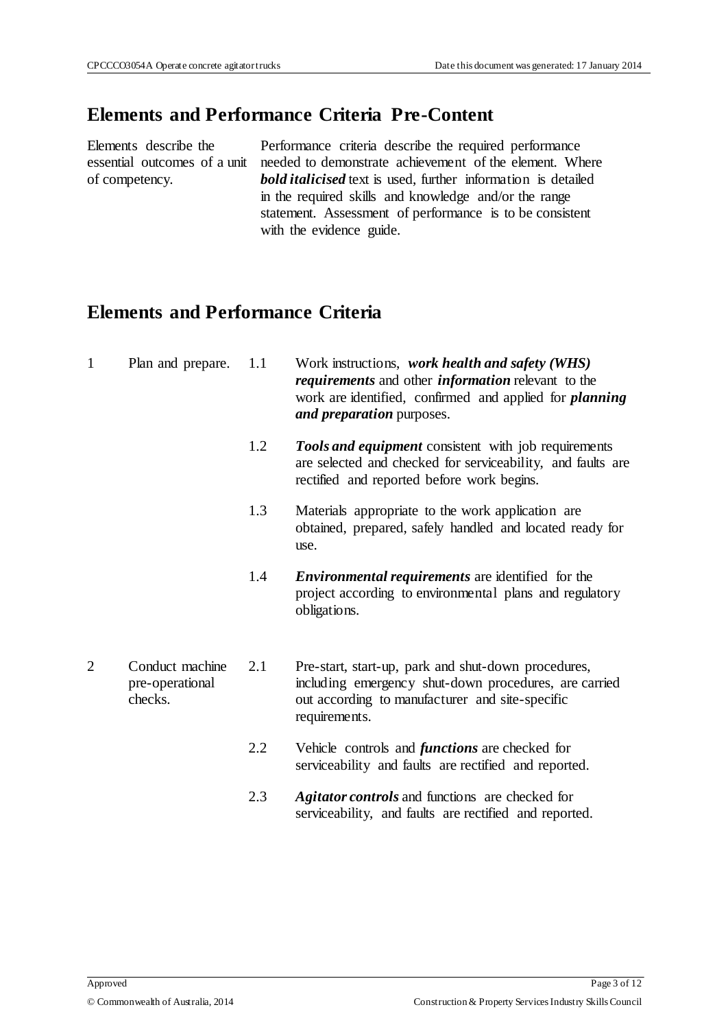## Elements and Performance Criteria Pre-Content

| | |
|---|---|
| Elements describe the essential outcomes of a unit of competency. | Performance criteria describe the required performance needed to demonstrate achievement of the element. Where ***bold italicised*** text is used, further information is detailed in the required skills and knowledge and/or the range statement. Assessment of performance is to be consistent with the evidence guide. |

## Elements and Performance Criteria

| | | | |
|---|---|---|---|
| 1 | Plan and prepare. | 1.1 | Work instructions, ***work health and safety (WHS) requirements*** and other ***information*** relevant to the work are identified, confirmed and applied for ***planning and preparation*** purposes. |
| | | 1.2 | ***Tools and equipment*** consistent with job requirements are selected and checked for serviceability, and faults are rectified and reported before work begins. |
| | | 1.3 | Materials appropriate to the work application are obtained, prepared, safely handled and located ready for use. |
| | | 1.4 | ***Environmental requirements*** are identified for the project according to environmental plans and regulatory obligations. |
| 2 | Conduct machine pre-operational checks. | 2.1 | Pre-start, start-up, park and shut-down procedures, including emergency shut-down procedures, are carried out according to manufacturer and site-specific requirements. |
| | | 2.2 | Vehicle controls and ***functions*** are checked for serviceability and faults are rectified and reported. |
| | | 2.3 | ***Agitator controls*** and functions are checked for serviceability, and faults are rectified and reported. |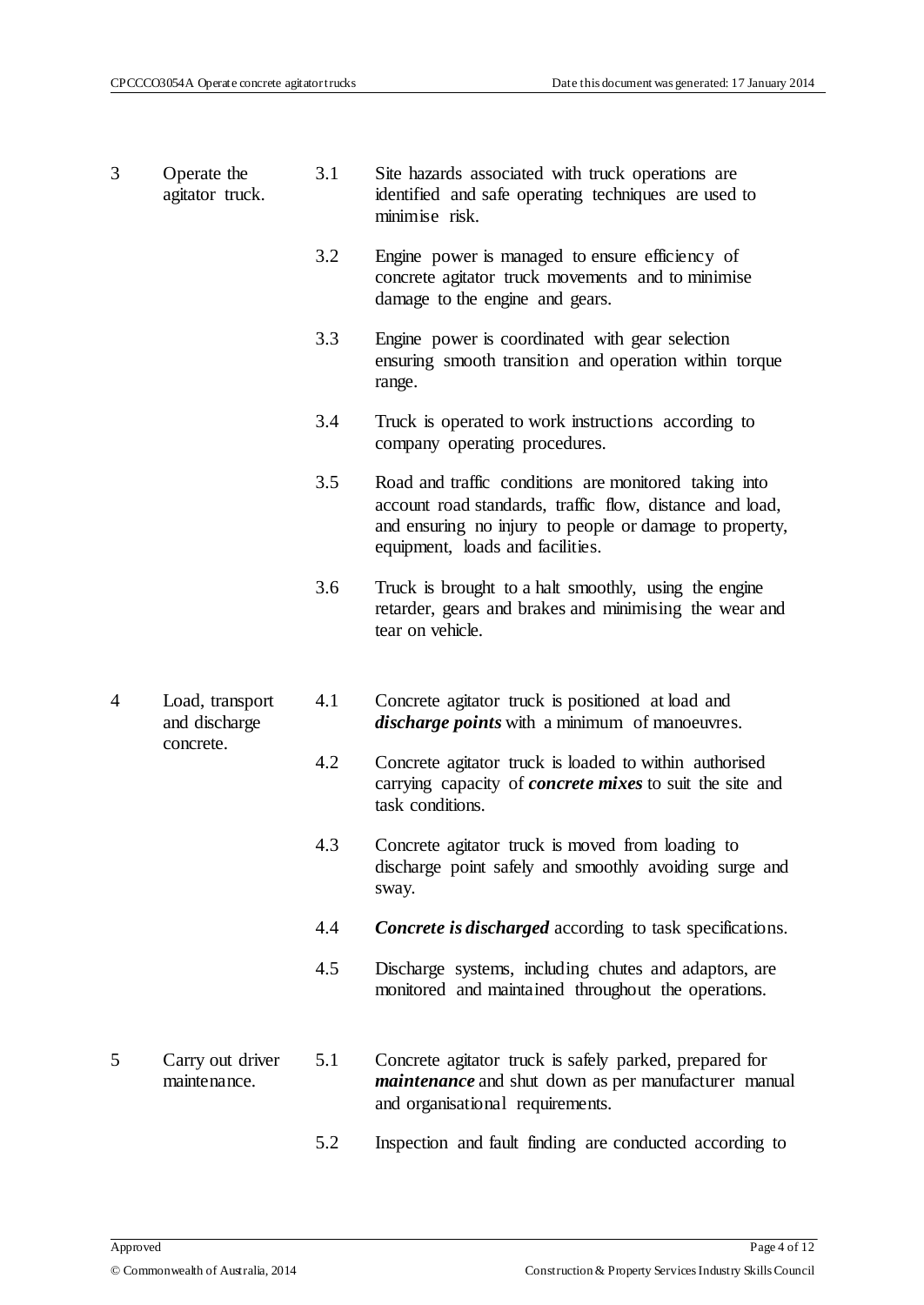| | | | |
|---|---|---|---|
| 3 | Operate the agitator truck. | 3.1 | Site hazards associated with truck operations are identified and safe operating techniques are used to minimise risk. |
| | | 3.2 | Engine power is managed to ensure efficiency of concrete agitator truck movements and to minimise damage to the engine and gears. |
| | | 3.3 | Engine power is coordinated with gear selection ensuring smooth transition and operation within torque range. |
| | | 3.4 | Truck is operated to work instructions according to company operating procedures. |
| | | 3.5 | Road and traffic conditions are monitored taking into account road standards, traffic flow, distance and load, and ensuring no injury to people or damage to property, equipment, loads and facilities. |
| | | 3.6 | Truck is brought to a halt smoothly, using the engine retarder, gears and brakes and minimising the wear and tear on vehicle. |
| 4 | Load, transport and discharge concrete. | 4.1 | Concrete agitator truck is positioned at load and ***discharge points*** with a minimum of manoeuvres. |
| | | 4.2 | Concrete agitator truck is loaded to within authorised carrying capacity of ***concrete mixes*** to suit the site and task conditions. |
| | | 4.3 | Concrete agitator truck is moved from loading to discharge point safely and smoothly avoiding surge and sway. |
| | | 4.4 | ***Concrete is discharged*** according to task specifications. |
| | | 4.5 | Discharge systems, including chutes and adaptors, are monitored and maintained throughout the operations. |
| 5 | Carry out driver maintenance. | 5.1 | Concrete agitator truck is safely parked, prepared for ***maintenance*** and shut down as per manufacturer manual and organisational requirements. |
| | | 5.2 | Inspection and fault finding are conducted according to |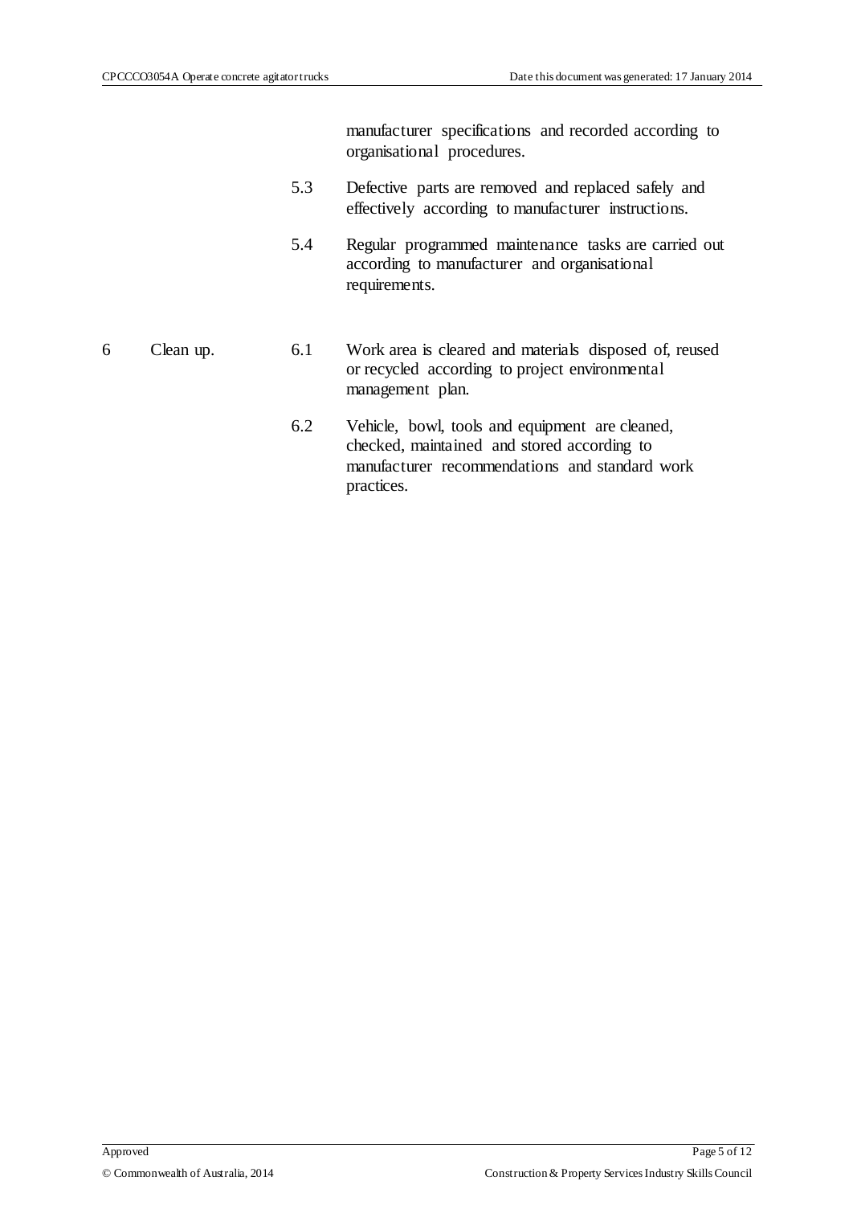| | | | |
|---|---|---|---|
| | | | manufacturer specifications and recorded according to organisational procedures. |
| | | 5.3 | Defective parts are removed and replaced safely and effectively according to manufacturer instructions. |
| | | 5.4 | Regular programmed maintenance tasks are carried out according to manufacturer and organisational requirements. |
| 6 | Clean up. | 6.1 | Work area is cleared and materials disposed of, reused or recycled according to project environmental management plan. |
| | | 6.2 | Vehicle, bowl, tools and equipment are cleaned, checked, maintained and stored according to manufacturer recommendations and standard work practices. |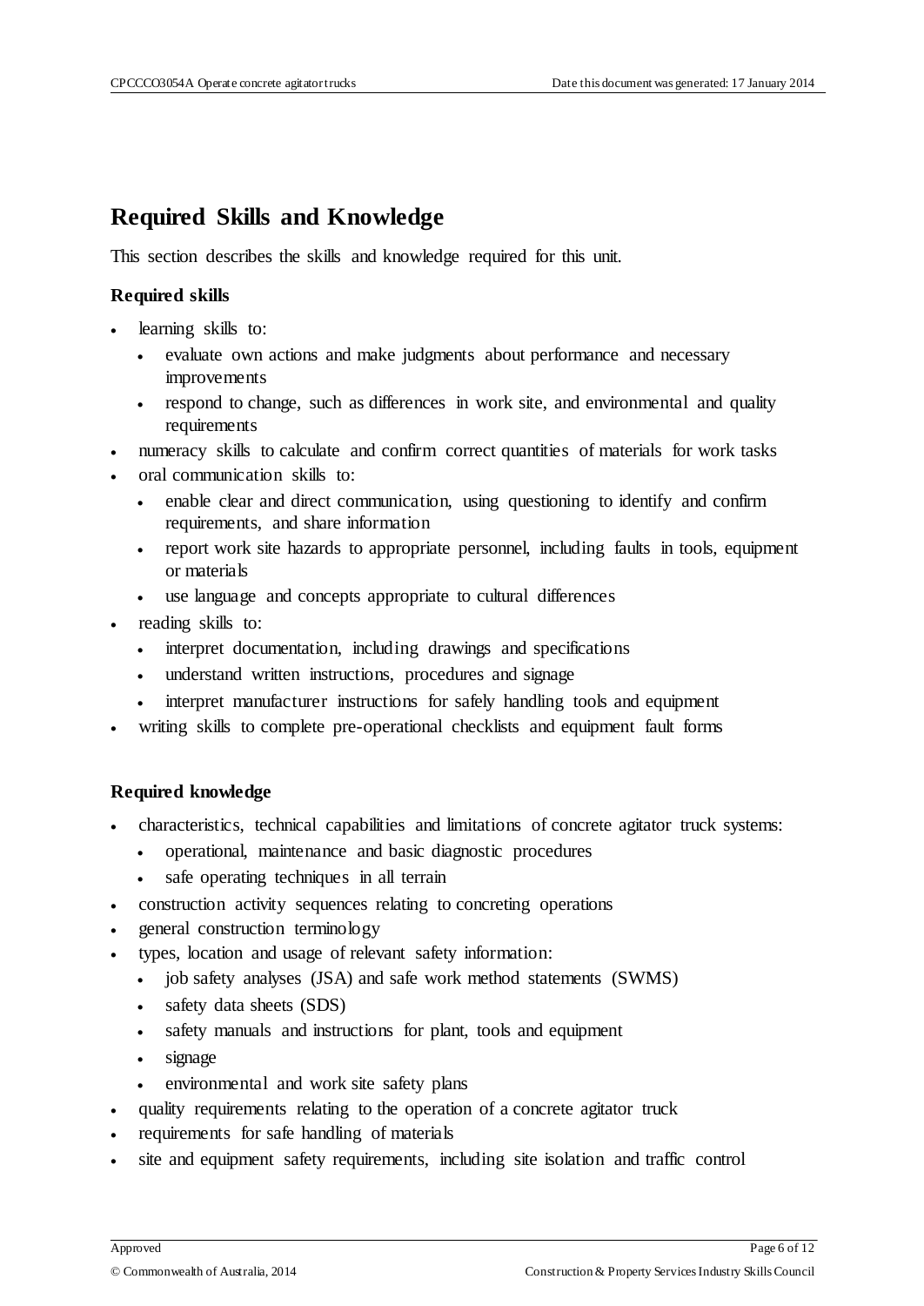## Required Skills and Knowledge

This section describes the skills and knowledge required for this unit.

### Required skills

- learning skills to:
  - evaluate own actions and make judgments about performance and necessary improvements
  - respond to change, such as differences in work site, and environmental and quality requirements
- numeracy skills to calculate and confirm correct quantities of materials for work tasks
- oral communication skills to:
  - enable clear and direct communication, using questioning to identify and confirm requirements, and share information
  - report work site hazards to appropriate personnel, including faults in tools, equipment or materials
  - use language and concepts appropriate to cultural differences
- reading skills to:
  - interpret documentation, including drawings and specifications
  - understand written instructions, procedures and signage
  - interpret manufacturer instructions for safely handling tools and equipment
- writing skills to complete pre-operational checklists and equipment fault forms

### Required knowledge

- characteristics, technical capabilities and limitations of concrete agitator truck systems:
  - operational, maintenance and basic diagnostic procedures
  - safe operating techniques in all terrain
- construction activity sequences relating to concreting operations
- general construction terminology
- types, location and usage of relevant safety information:
  - job safety analyses (JSA) and safe work method statements (SWMS)
  - safety data sheets (SDS)
  - safety manuals and instructions for plant, tools and equipment
  - signage
  - environmental and work site safety plans
- quality requirements relating to the operation of a concrete agitator truck
- requirements for safe handling of materials
- site and equipment safety requirements, including site isolation and traffic control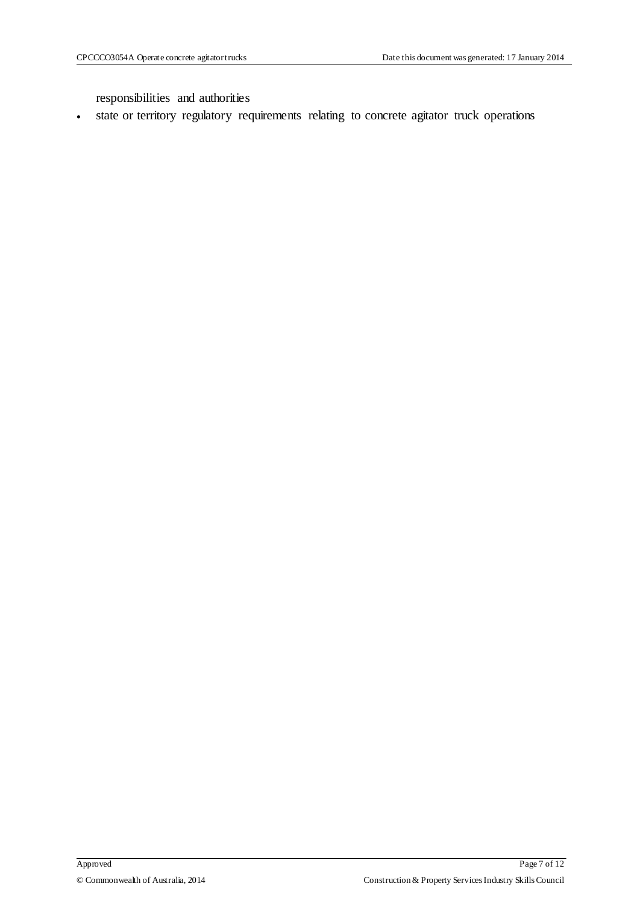responsibilities and authorities

- state or territory regulatory requirements relating to concrete agitator truck operations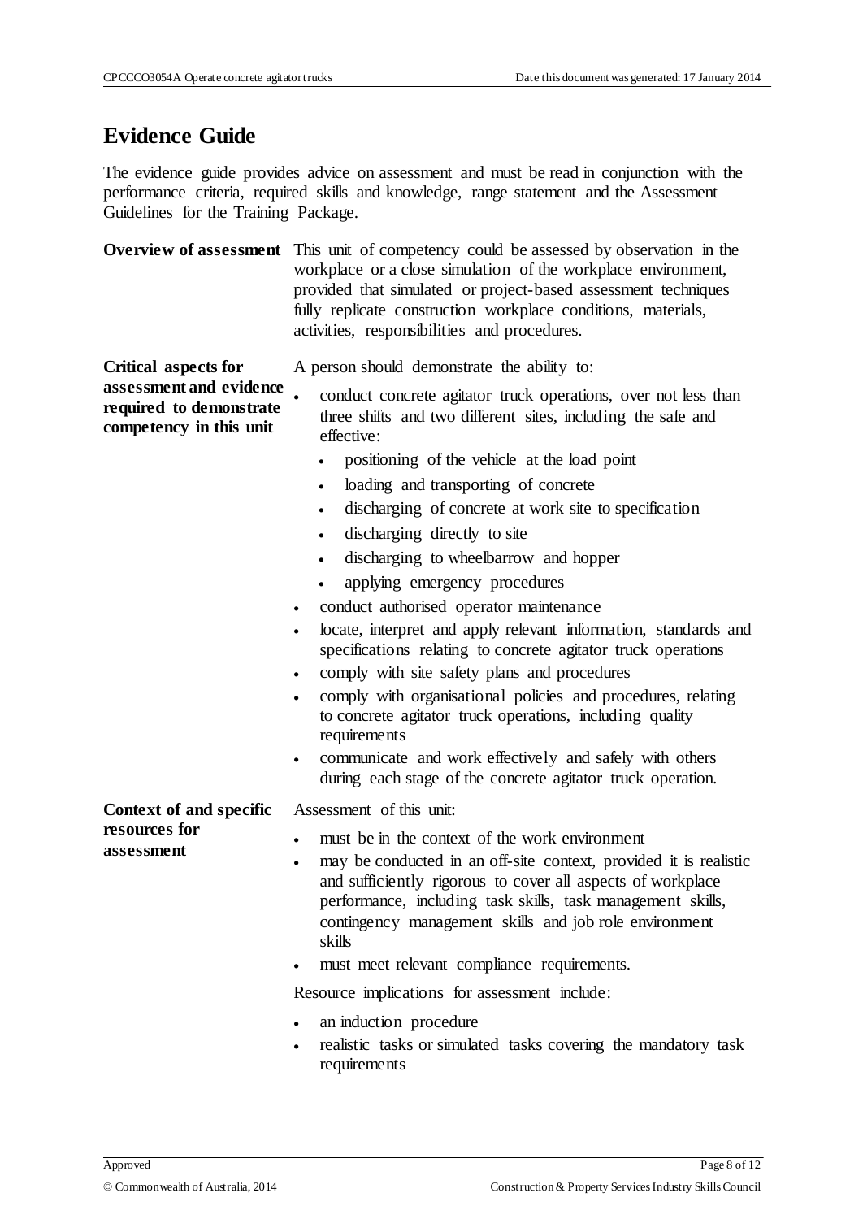## Evidence Guide

The evidence guide provides advice on assessment and must be read in conjunction with the performance criteria, required skills and knowledge, range statement and the Assessment Guidelines for the Training Package.

| | |
|---|---|
| **Overview of assessment** | This unit of competency could be assessed by observation in the workplace or a close simulation of the workplace environment, provided that simulated or project-based assessment techniques fully replicate construction workplace conditions, materials, activities, responsibilities and procedures. |
| **Critical aspects for assessment and evidence required to demonstrate competency in this unit** | A person should demonstrate the ability to:<br>• conduct concrete agitator truck operations, over not less than three shifts and two different sites, including the safe and effective:<br>&nbsp;&nbsp;&nbsp;&nbsp;• positioning of the vehicle at the load point<br>&nbsp;&nbsp;&nbsp;&nbsp;• loading and transporting of concrete<br>&nbsp;&nbsp;&nbsp;&nbsp;• discharging of concrete at work site to specification<br>&nbsp;&nbsp;&nbsp;&nbsp;• discharging directly to site<br>&nbsp;&nbsp;&nbsp;&nbsp;• discharging to wheelbarrow and hopper<br>&nbsp;&nbsp;&nbsp;&nbsp;• applying emergency procedures<br>• conduct authorised operator maintenance<br>• locate, interpret and apply relevant information, standards and specifications relating to concrete agitator truck operations<br>• comply with site safety plans and procedures<br>• comply with organisational policies and procedures, relating to concrete agitator truck operations, including quality requirements<br>• communicate and work effectively and safely with others during each stage of the concrete agitator truck operation. |
| **Context of and specific resources for assessment** | Assessment of this unit:<br>• must be in the context of the work environment<br>• may be conducted in an off-site context, provided it is realistic and sufficiently rigorous to cover all aspects of workplace performance, including task skills, task management skills, contingency management skills and job role environment skills<br>• must meet relevant compliance requirements.<br><br>Resource implications for assessment include:<br>• an induction procedure<br>• realistic tasks or simulated tasks covering the mandatory task requirements |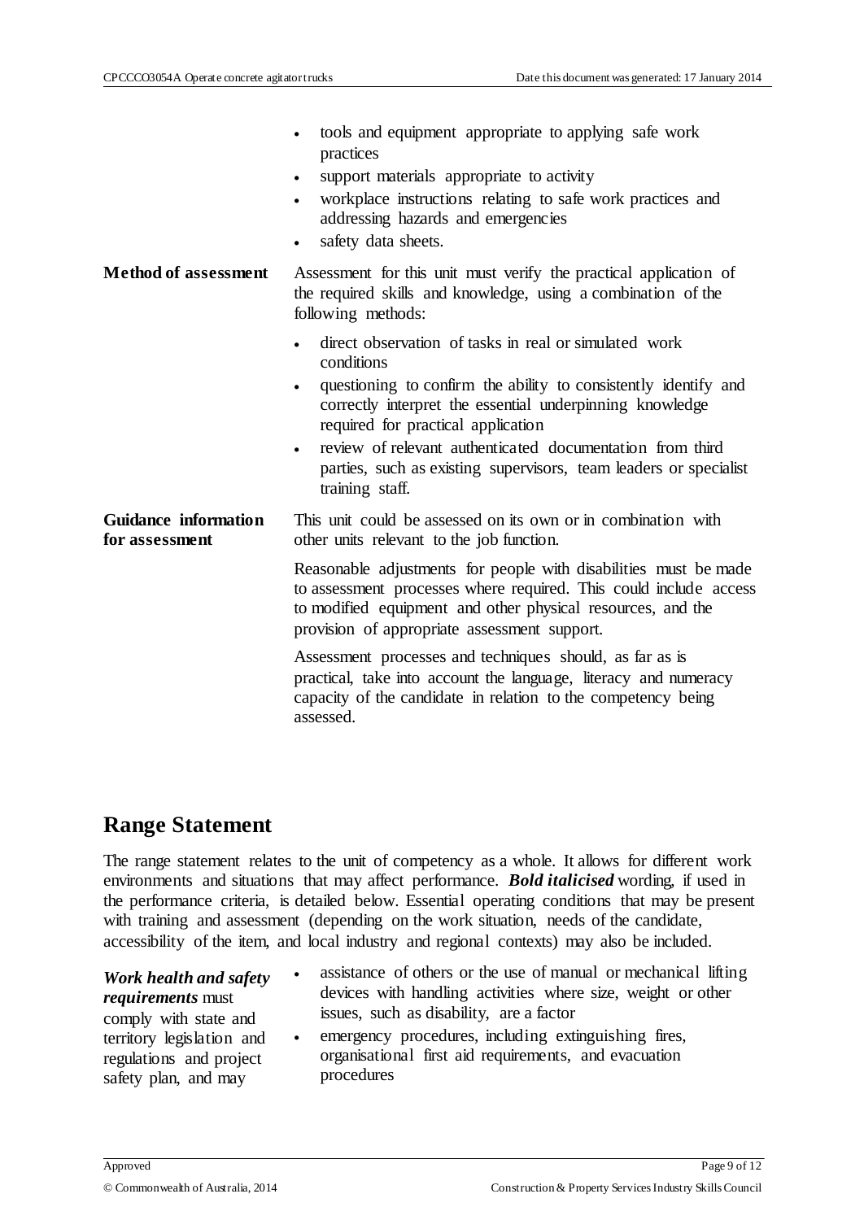| | |
|---|---|
| | - tools and equipment appropriate to applying safe work practices<br>- support materials appropriate to activity<br>- workplace instructions relating to safe work practices and addressing hazards and emergencies<br>- safety data sheets. |
| **Method of assessment** | Assessment for this unit must verify the practical application of the required skills and knowledge, using a combination of the following methods:<br>- direct observation of tasks in real or simulated work conditions<br>- questioning to confirm the ability to consistently identify and correctly interpret the essential underpinning knowledge required for practical application<br>- review of relevant authenticated documentation from third parties, such as existing supervisors, team leaders or specialist training staff. |
| **Guidance information for assessment** | This unit could be assessed on its own or in combination with other units relevant to the job function.<br><br>Reasonable adjustments for people with disabilities must be made to assessment processes where required. This could include access to modified equipment and other physical resources, and the provision of appropriate assessment support.<br><br>Assessment processes and techniques should, as far as is practical, take into account the language, literacy and numeracy capacity of the candidate in relation to the competency being assessed. |

## Range Statement

The range statement relates to the unit of competency as a whole. It allows for different work environments and situations that may affect performance. ***Bold italicised*** wording, if used in the performance criteria, is detailed below. Essential operating conditions that may be present with training and assessment (depending on the work situation, needs of the candidate, accessibility of the item, and local industry and regional contexts) may also be included.

| | |
|---|---|
| ***Work health and safety requirements*** must comply with state and territory legislation and regulations and project safety plan, and may | - assistance of others or the use of manual or mechanical lifting devices with handling activities where size, weight or other issues, such as disability, are a factor<br>- emergency procedures, including extinguishing fires, organisational first aid requirements, and evacuation procedures |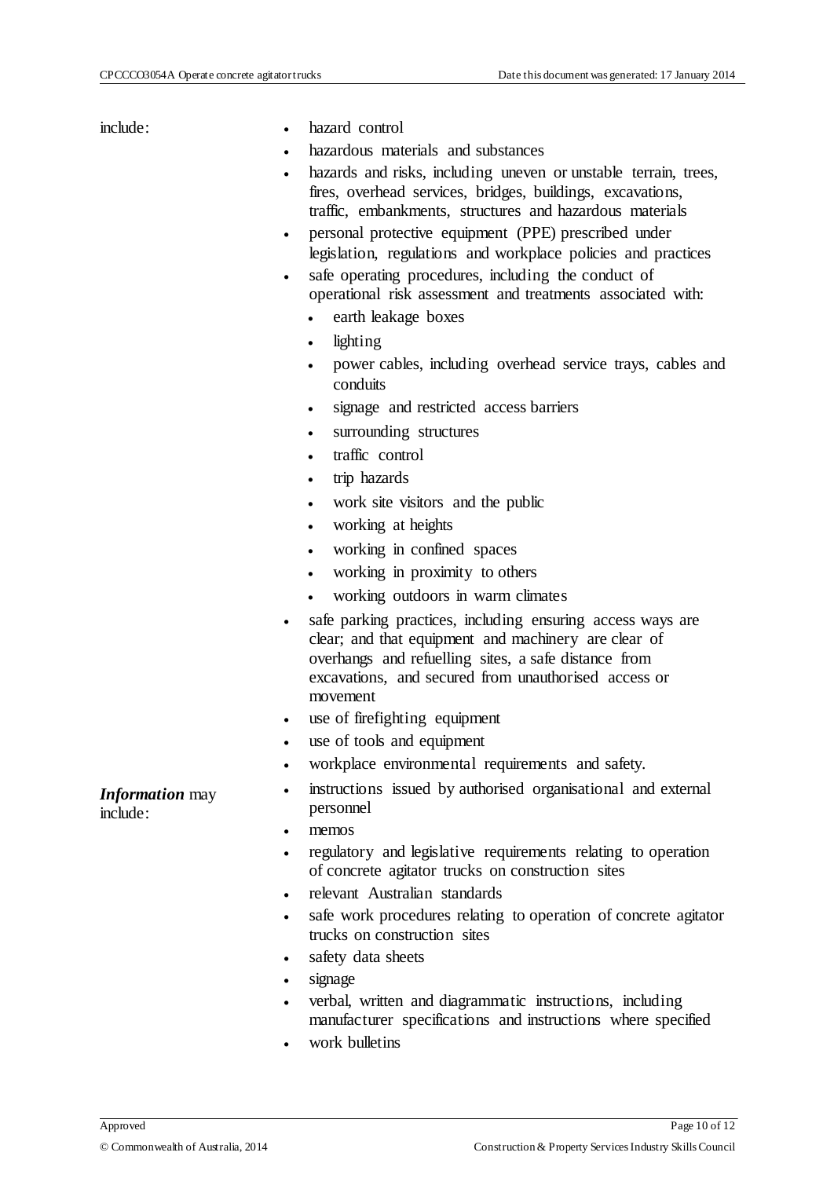| | |
|---|---|
| include: | - hazard control<br>- hazardous materials and substances<br>- hazards and risks, including uneven or unstable terrain, trees, fires, overhead services, bridges, buildings, excavations, traffic, embankments, structures and hazardous materials<br>- personal protective equipment (PPE) prescribed under legislation, regulations and workplace policies and practices<br>- safe operating procedures, including the conduct of operational risk assessment and treatments associated with:<br>  - earth leakage boxes<br>  - lighting<br>  - power cables, including overhead service trays, cables and conduits<br>  - signage and restricted access barriers<br>  - surrounding structures<br>  - traffic control<br>  - trip hazards<br>  - work site visitors and the public<br>  - working at heights<br>  - working in confined spaces<br>  - working in proximity to others<br>  - working outdoors in warm climates<br>- safe parking practices, including ensuring access ways are clear; and that equipment and machinery are clear of overhangs and refuelling sites, a safe distance from excavations, and secured from unauthorised access or movement<br>- use of firefighting equipment<br>- use of tools and equipment<br>- workplace environmental requirements and safety. |
| ***Information*** may include: | - instructions issued by authorised organisational and external personnel<br>- memos<br>- regulatory and legislative requirements relating to operation of concrete agitator trucks on construction sites<br>- relevant Australian standards<br>- safe work procedures relating to operation of concrete agitator trucks on construction sites<br>- safety data sheets<br>- signage<br>- verbal, written and diagrammatic instructions, including manufacturer specifications and instructions where specified<br>- work bulletins |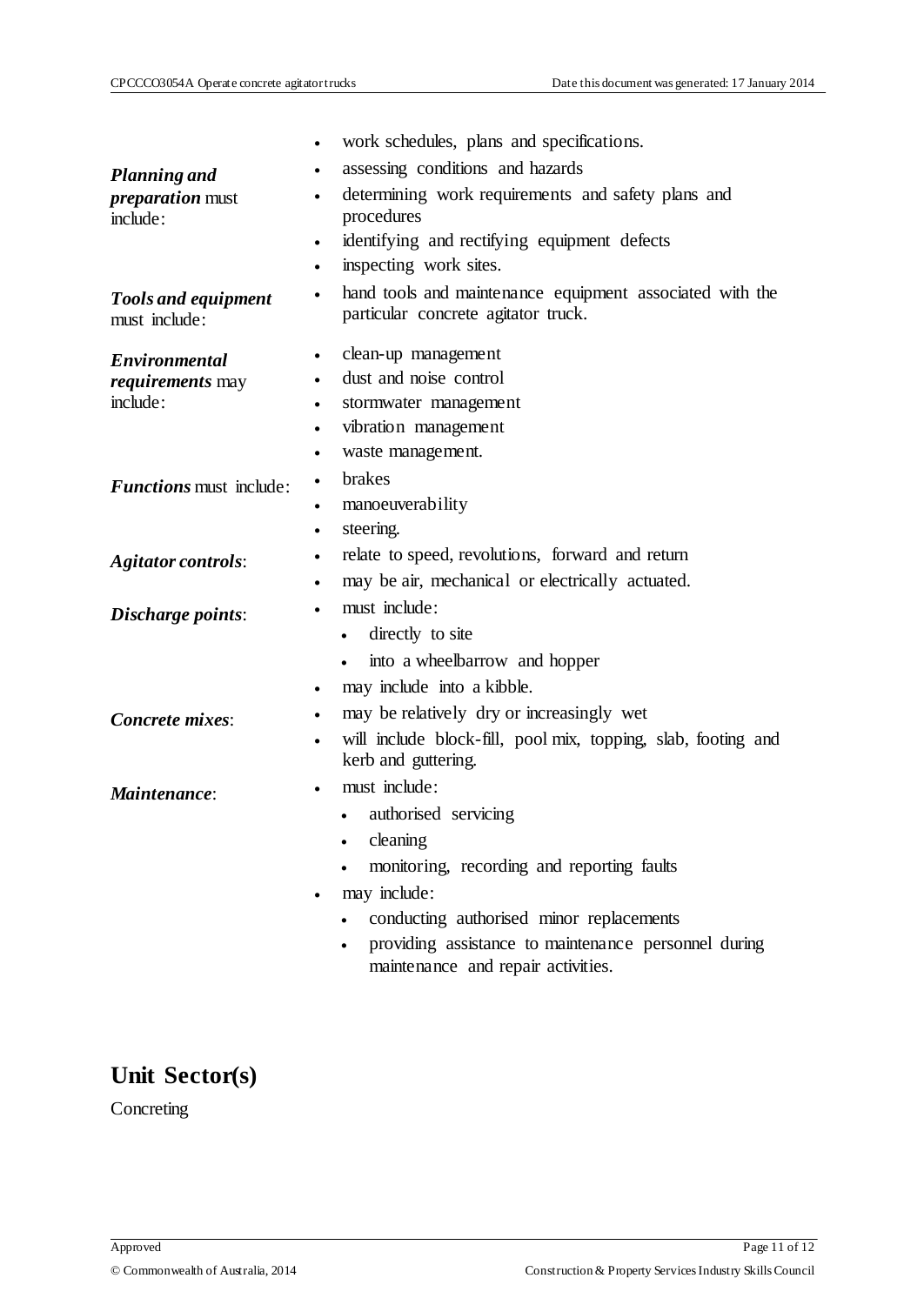| | |
|---|---|
| | - work schedules, plans and specifications. |
| ***Planning and preparation*** must include: | - assessing conditions and hazards<br>- determining work requirements and safety plans and procedures<br>- identifying and rectifying equipment defects<br>- inspecting work sites. |
| ***Tools and equipment*** must include: | - hand tools and maintenance equipment associated with the particular concrete agitator truck. |
| ***Environmental requirements*** may include: | - clean-up management<br>- dust and noise control<br>- stormwater management<br>- vibration management<br>- waste management. |
| ***Functions*** must include: | - brakes<br>- manoeuverability<br>- steering. |
| ***Agitator controls***: | - relate to speed, revolutions, forward and return<br>- may be air, mechanical or electrically actuated. |
| ***Discharge points***: | - must include:<br>  - directly to site<br>  - into a wheelbarrow and hopper<br>- may include into a kibble. |
| ***Concrete mixes***: | - may be relatively dry or increasingly wet<br>- will include block-fill, pool mix, topping, slab, footing and kerb and guttering. |
| ***Maintenance***: | - must include:<br>  - authorised servicing<br>  - cleaning<br>  - monitoring, recording and reporting faults<br>- may include:<br>  - conducting authorised minor replacements<br>  - providing assistance to maintenance personnel during maintenance and repair activities. |

## Unit Sector(s)

Concreting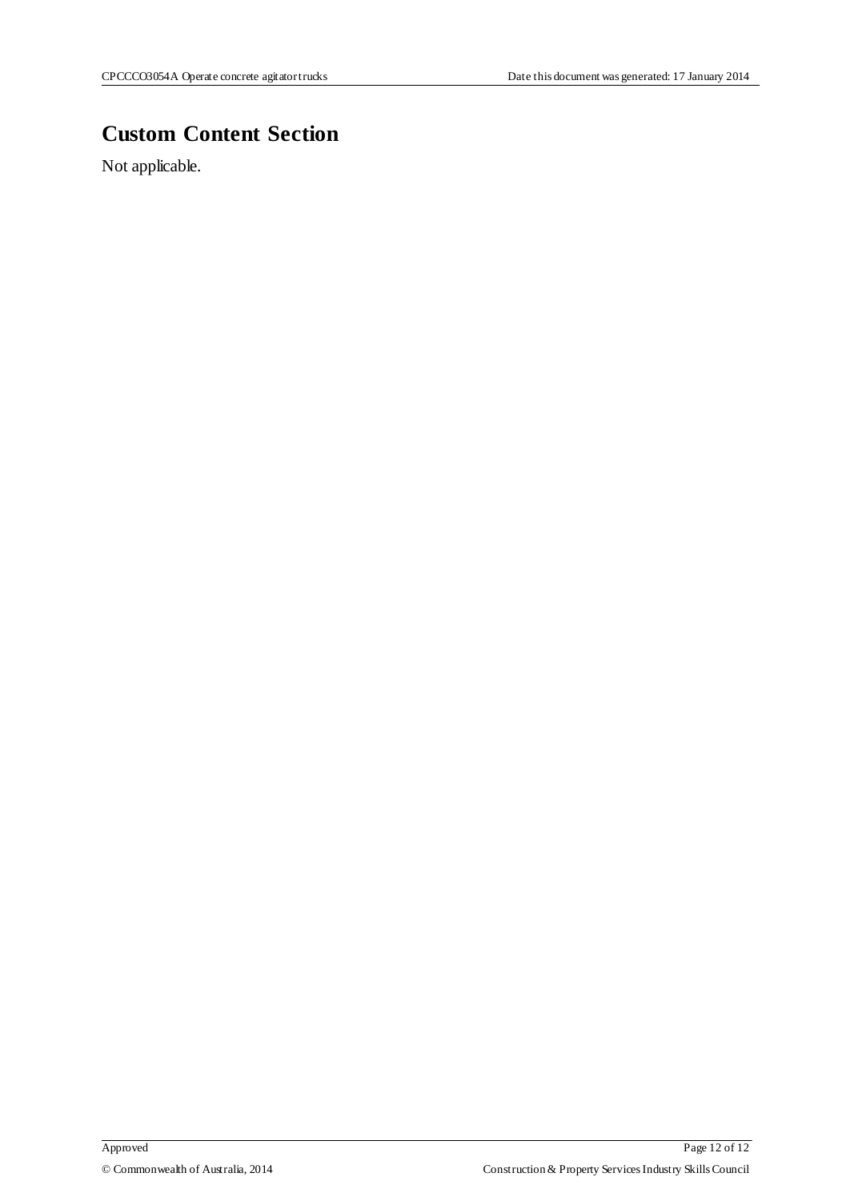# Custom Content Section

Not applicable.